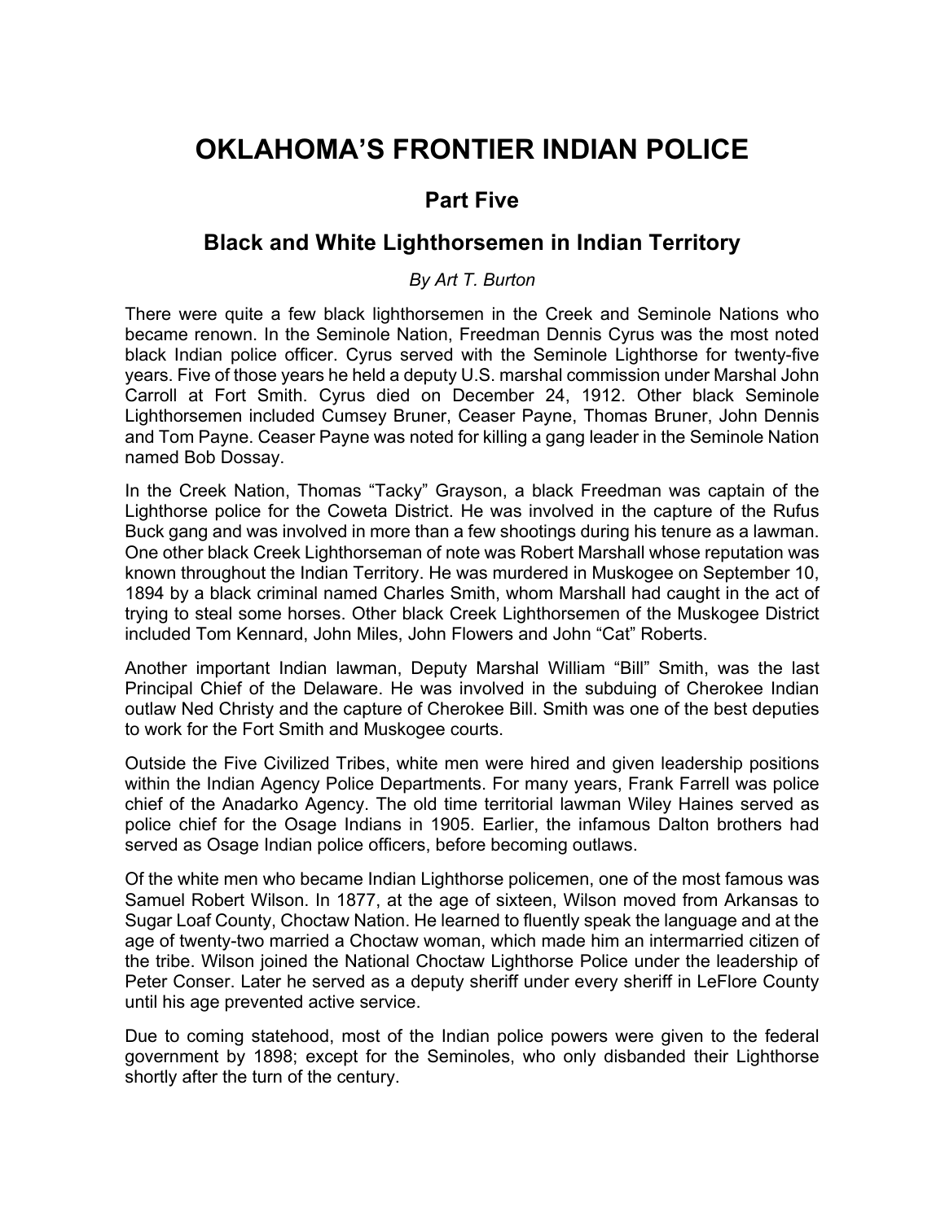# OKLAHOMA'S FRONTIER INDIAN POLICE

## Part Five

## Black and White Lighthorsemen in Indian Territory

*By Art T. Burton*

There were quite a few black lighthorsemen in the Creek and Seminole Nations who became renown. In the Seminole Nation, Freedman Dennis Cyrus was the most noted black Indian police officer. Cyrus served with the Seminole Lighthorse for twenty-five years. Five of those years he held a deputy U.S. marshal commission under Marshal John Carroll at Fort Smith. Cyrus died on December 24, 1912. Other black Seminole Lighthorsemen included Cumsey Bruner, Ceaser Payne, Thomas Bruner, John Dennis and Tom Payne. Ceaser Payne was noted for killing a gang leader in the Seminole Nation named Bob Dossay.

In the Creek Nation, Thomas "Tacky" Grayson, a black Freedman was captain of the Lighthorse police for the Coweta District. He was involved in the capture of the Rufus Buck gang and was involved in more than a few shootings during his tenure as a lawman. One other black Creek Lighthorseman of note was Robert Marshall whose reputation was known throughout the Indian Territory. He was murdered in Muskogee on September 10, 1894 by a black criminal named Charles Smith, whom Marshall had caught in the act of trying to steal some horses. Other black Creek Lighthorsemen of the Muskogee District included Tom Kennard, John Miles, John Flowers and John "Cat" Roberts.

Another important Indian lawman, Deputy Marshal William "Bill" Smith, was the last Principal Chief of the Delaware. He was involved in the subduing of Cherokee Indian outlaw Ned Christy and the capture of Cherokee Bill. Smith was one of the best deputies to work for the Fort Smith and Muskogee courts.

Outside the Five Civilized Tribes, white men were hired and given leadership positions within the Indian Agency Police Departments. For many years, Frank Farrell was police chief of the Anadarko Agency. The old time territorial lawman Wiley Haines served as police chief for the Osage Indians in 1905. Earlier, the infamous Dalton brothers had served as Osage Indian police officers, before becoming outlaws.

Of the white men who became Indian Lighthorse policemen, one of the most famous was Samuel Robert Wilson. In 1877, at the age of sixteen, Wilson moved from Arkansas to Sugar Loaf County, Choctaw Nation. He learned to fluently speak the language and at the age of twenty-two married a Choctaw woman, which made him an intermarried citizen of the tribe. Wilson joined the National Choctaw Lighthorse Police under the leadership of Peter Conser. Later he served as a deputy sheriff under every sheriff in LeFlore County until his age prevented active service.

Due to coming statehood, most of the Indian police powers were given to the federal government by 1898; except for the Seminoles, who only disbanded their Lighthorse shortly after the turn of the century.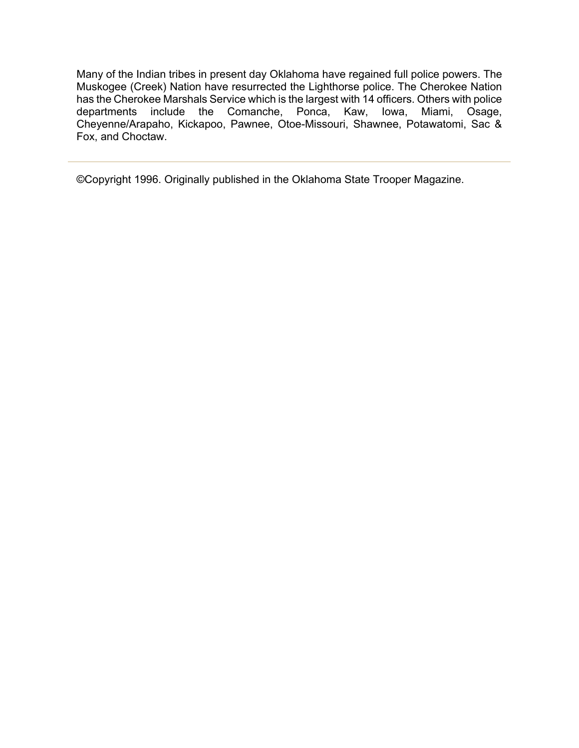Many of the Indian tribes in present day Oklahoma have regained full police powers. The Muskogee (Creek) Nation have resurrected the Lighthorse police. The Cherokee Nation has the Cherokee Marshals Service which is the largest with 14 officers. Others with police departments include the Comanche, Ponca, Kaw, Iowa, Miami, Osage, Cheyenne/Arapaho, Kickapoo, Pawnee, Otoe-Missouri, Shawnee, Potawatomi, Sac & Fox, and Choctaw.

---

©Copyright 1996. Originally published in the Oklahoma State Trooper Magazine.